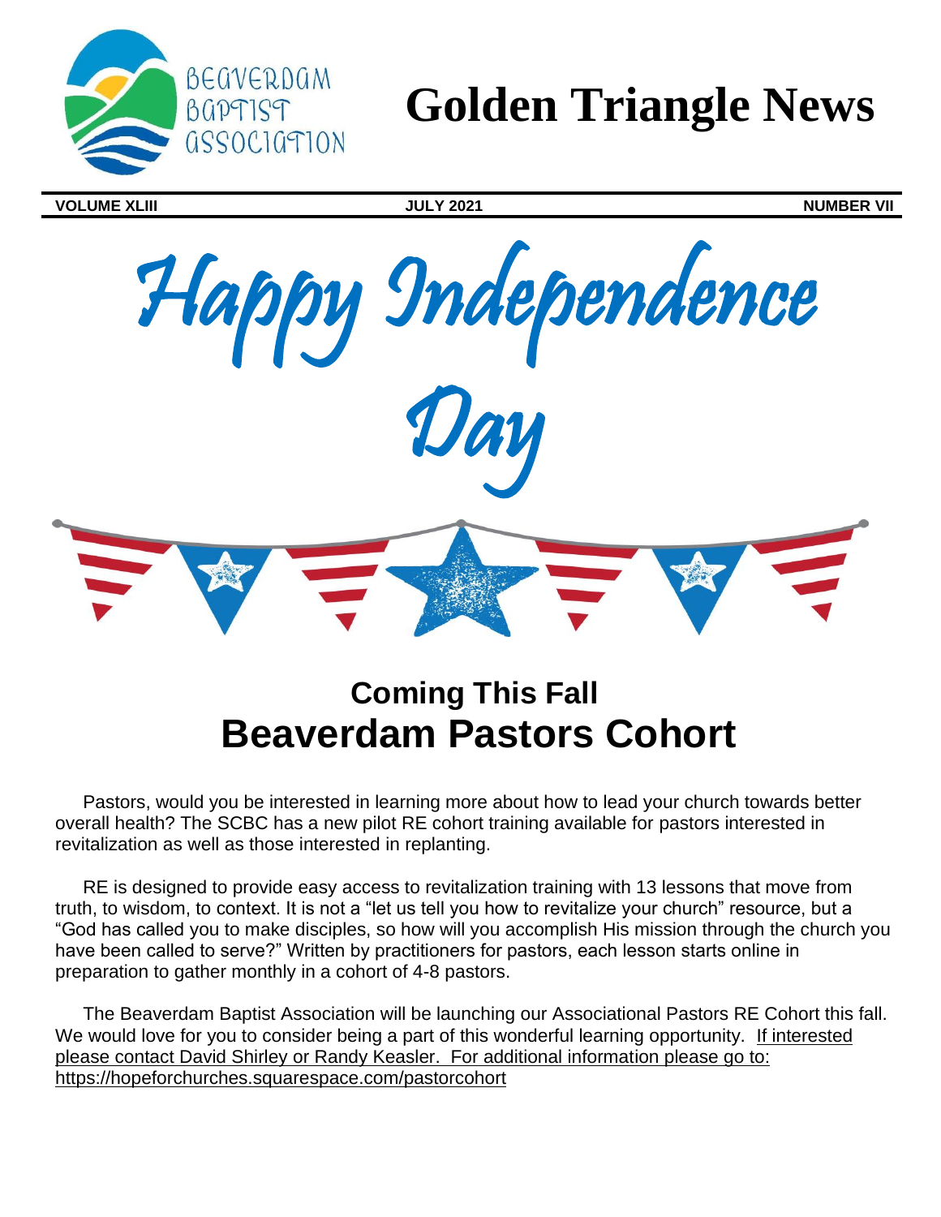BEAVERDAM BAPTIST ASSOCIATION

# Golden Triangle News

**VOLUME XLIII** **JULY 2021** **NUMBER VII**

*Happy Independence Day*

## Coming This Fall
# Beaverdam Pastors Cohort

Pastors, would you be interested in learning more about how to lead your church towards better overall health? The SCBC has a new pilot RE cohort training available for pastors interested in revitalization as well as those interested in replanting.

RE is designed to provide easy access to revitalization training with 13 lessons that move from truth, to wisdom, to context. It is not a "let us tell you how to revitalize your church" resource, but a "God has called you to make disciples, so how will you accomplish His mission through the church you have been called to serve?" Written by practitioners for pastors, each lesson starts online in preparation to gather monthly in a cohort of 4-8 pastors.

The Beaverdam Baptist Association will be launching our Associational Pastors RE Cohort this fall. We would love for you to consider being a part of this wonderful learning opportunity. If interested please contact David Shirley or Randy Keasler. For additional information please go to: https://hopeforchurches.squarespace.com/pastorcohort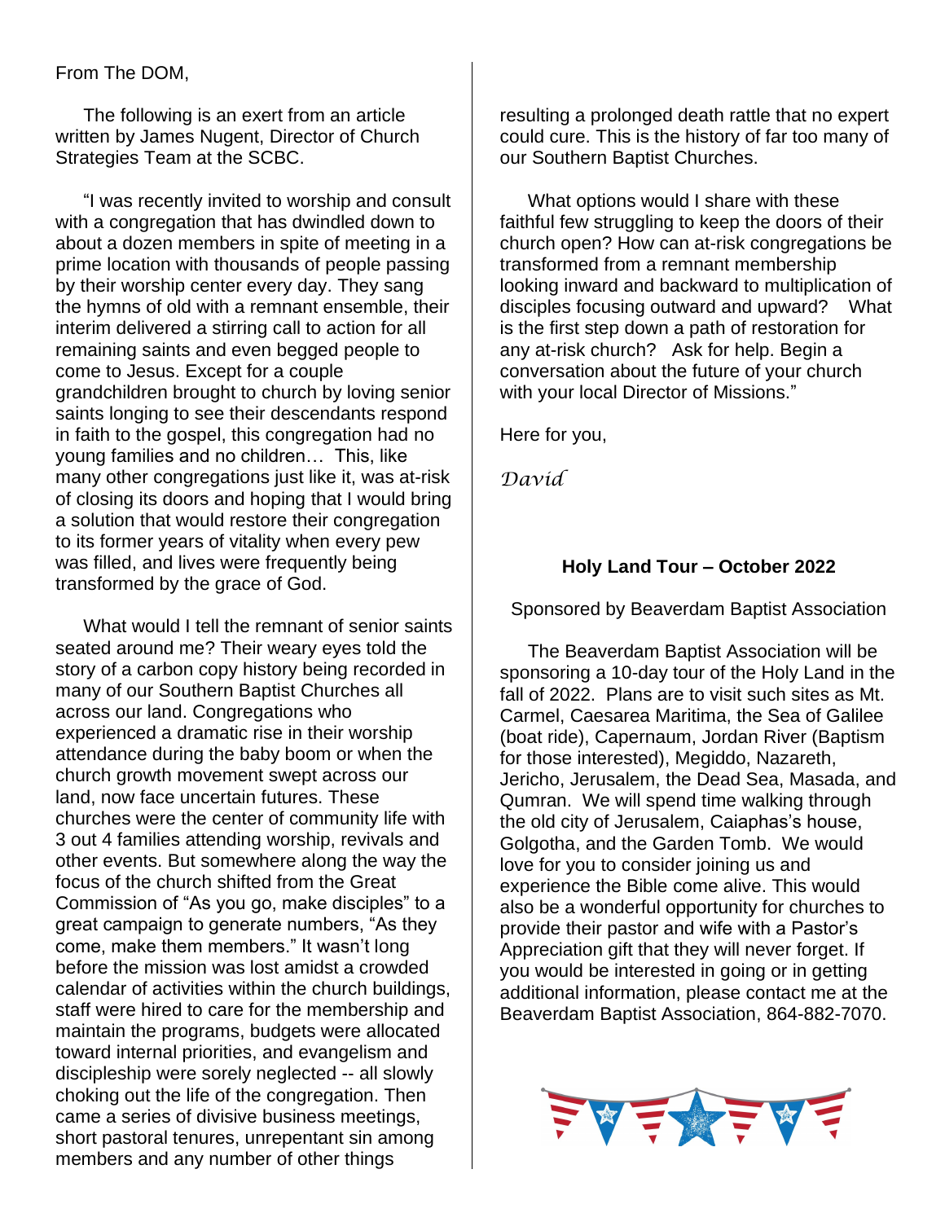From The DOM,

The following is an exert from an article written by James Nugent, Director of Church Strategies Team at the SCBC.

"I was recently invited to worship and consult with a congregation that has dwindled down to about a dozen members in spite of meeting in a prime location with thousands of people passing by their worship center every day. They sang the hymns of old with a remnant ensemble, their interim delivered a stirring call to action for all remaining saints and even begged people to come to Jesus. Except for a couple grandchildren brought to church by loving senior saints longing to see their descendants respond in faith to the gospel, this congregation had no young families and no children… This, like many other congregations just like it, was at-risk of closing its doors and hoping that I would bring a solution that would restore their congregation to its former years of vitality when every pew was filled, and lives were frequently being transformed by the grace of God.

What would I tell the remnant of senior saints seated around me? Their weary eyes told the story of a carbon copy history being recorded in many of our Southern Baptist Churches all across our land. Congregations who experienced a dramatic rise in their worship attendance during the baby boom or when the church growth movement swept across our land, now face uncertain futures. These churches were the center of community life with 3 out 4 families attending worship, revivals and other events. But somewhere along the way the focus of the church shifted from the Great Commission of "As you go, make disciples" to a great campaign to generate numbers, "As they come, make them members." It wasn't long before the mission was lost amidst a crowded calendar of activities within the church buildings, staff were hired to care for the membership and maintain the programs, budgets were allocated toward internal priorities, and evangelism and discipleship were sorely neglected -- all slowly choking out the life of the congregation. Then came a series of divisive business meetings, short pastoral tenures, unrepentant sin among members and any number of other things resulting a prolonged death rattle that no expert could cure. This is the history of far too many of our Southern Baptist Churches.

What options would I share with these faithful few struggling to keep the doors of their church open? How can at-risk congregations be transformed from a remnant membership looking inward and backward to multiplication of disciples focusing outward and upward? What is the first step down a path of restoration for any at-risk church? Ask for help. Begin a conversation about the future of your church with your local Director of Missions."

Here for you,

*David*

**Holy Land Tour – October 2022**

Sponsored by Beaverdam Baptist Association

The Beaverdam Baptist Association will be sponsoring a 10-day tour of the Holy Land in the fall of 2022. Plans are to visit such sites as Mt. Carmel, Caesarea Maritima, the Sea of Galilee (boat ride), Capernaum, Jordan River (Baptism for those interested), Megiddo, Nazareth, Jericho, Jerusalem, the Dead Sea, Masada, and Qumran. We will spend time walking through the old city of Jerusalem, Caiaphas's house, Golgotha, and the Garden Tomb. We would love for you to consider joining us and experience the Bible come alive. This would also be a wonderful opportunity for churches to provide their pastor and wife with a Pastor's Appreciation gift that they will never forget. If you would be interested in going or in getting additional information, please contact me at the Beaverdam Baptist Association, 864-882-7070.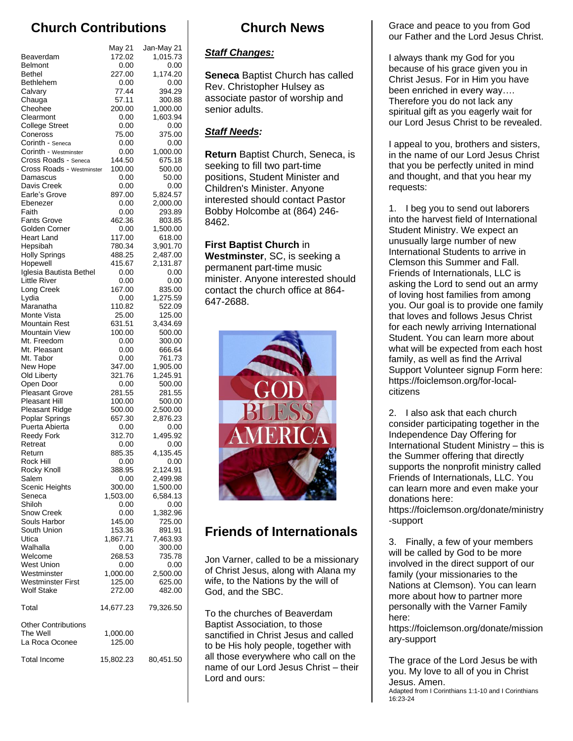## Church Contributions

| | May 21 | Jan-May 21 |
|---|---|---|
| Beaverdam | 172.02 | 1,015.73 |
| Belmont | 0.00 | 0.00 |
| Bethel | 227.00 | 1,174.20 |
| Bethlehem | 0.00 | 0.00 |
| Calvary | 77.44 | 394.29 |
| Chauga | 57.11 | 300.88 |
| Cheohee | 200.00 | 1,000.00 |
| Clearmont | 0.00 | 1,603.94 |
| College Street | 0.00 | 0.00 |
| Coneross | 75.00 | 375.00 |
| Corinth - Seneca | 0.00 | 0.00 |
| Corinth - Westminster | 0.00 | 1,000.00 |
| Cross Roads - Seneca | 144.50 | 675.18 |
| Cross Roads - Westminster | 100.00 | 500.00 |
| Damascus | 0.00 | 50.00 |
| Davis Creek | 0.00 | 0.00 |
| Earle's Grove | 897.00 | 5,824.57 |
| Ebenezer | 0.00 | 2,000.00 |
| Faith | 0.00 | 293.89 |
| Fants Grove | 462.36 | 803.85 |
| Golden Corner | 0.00 | 1,500.00 |
| Heart Land | 117.00 | 618.00 |
| Hepsibah | 780.34 | 3,901.70 |
| Holly Springs | 488.25 | 2,487.00 |
| Hopewell | 415.67 | 2,131.87 |
| Iglesia Bautista Bethel | 0.00 | 0.00 |
| Little River | 0.00 | 0.00 |
| Long Creek | 167.00 | 835.00 |
| Lydia | 0.00 | 1,275.59 |
| Maranatha | 110.82 | 522.09 |
| Monte Vista | 25.00 | 125.00 |
| Mountain Rest | 631.51 | 3,434.69 |
| Mountain View | 100.00 | 500.00 |
| Mt. Freedom | 0.00 | 300.00 |
| Mt. Pleasant | 0.00 | 666.64 |
| Mt. Tabor | 0.00 | 761.73 |
| New Hope | 347.00 | 1,905.00 |
| Old Liberty | 321.76 | 1,245.91 |
| Open Door | 0.00 | 500.00 |
| Pleasant Grove | 281.55 | 281.55 |
| Pleasant Hill | 100.00 | 500.00 |
| Pleasant Ridge | 500.00 | 2,500.00 |
| Poplar Springs | 657.30 | 2,876.23 |
| Puerta Abierta | 0.00 | 0.00 |
| Reedy Fork | 312.70 | 1,495.92 |
| Retreat | 0.00 | 0.00 |
| Return | 885.35 | 4,135.45 |
| Rock Hill | 0.00 | 0.00 |
| Rocky Knoll | 388.95 | 2,124.91 |
| Salem | 0.00 | 2,499.98 |
| Scenic Heights | 300.00 | 1,500.00 |
| Seneca | 1,503.00 | 6,584.13 |
| Shiloh | 0.00 | 0.00 |
| Snow Creek | 0.00 | 1,382.96 |
| Souls Harbor | 145.00 | 725.00 |
| South Union | 153.36 | 891.91 |
| Utica | 1,867.71 | 7,463.93 |
| Walhalla | 0.00 | 300.00 |
| Welcome | 268.53 | 735.78 |
| West Union | 0.00 | 0.00 |
| Westminster | 1,000.00 | 2,500.00 |
| Westminster First | 125.00 | 625.00 |
| Wolf Stake | 272.00 | 482.00 |
| Total | 14,677.23 | 79,326.50 |
| Other Contributions | | |
| The Well | 1,000.00 | |
| La Roca Oconee | 125.00 | |
| Total Income | 15,802.23 | 80,451.50 |

## Church News

***Staff Changes:***

**Seneca** Baptist Church has called Rev. Christopher Hulsey as associate pastor of worship and senior adults.

***Staff Needs:***

**Return** Baptist Church, Seneca, is seeking to fill two part-time positions, Student Minister and Children's Minister. Anyone interested should contact Pastor Bobby Holcombe at (864) 246-8462.

**First Baptist Church** in **Westminster**, SC, is seeking a permanent part-time music minister. Anyone interested should contact the church office at 864-647-2688.

## Friends of Internationals

Jon Varner, called to be a missionary of Christ Jesus, along with Alana my wife, to the Nations by the will of God, and the SBC.

To the churches of Beaverdam Baptist Association, to those sanctified in Christ Jesus and called to be His holy people, together with all those everywhere who call on the name of our Lord Jesus Christ – their Lord and ours:

Grace and peace to you from God our Father and the Lord Jesus Christ.

I always thank my God for you because of his grace given you in Christ Jesus. For in Him you have been enriched in every way…. Therefore you do not lack any spiritual gift as you eagerly wait for our Lord Jesus Christ to be revealed.

I appeal to you, brothers and sisters, in the name of our Lord Jesus Christ that you be perfectly united in mind and thought, and that you hear my requests:

1. I beg you to send out laborers into the harvest field of International Student Ministry. We expect an unusually large number of new International Students to arrive in Clemson this Summer and Fall. Friends of Internationals, LLC is asking the Lord to send out an army of loving host families from among you. Our goal is to provide one family that loves and follows Jesus Christ for each newly arriving International Student. You can learn more about what will be expected from each host family, as well as find the Arrival Support Volunteer signup Form here: https://foiclemson.org/for-local-citizens

2. I also ask that each church consider participating together in the Independence Day Offering for International Student Ministry – this is the Summer offering that directly supports the nonprofit ministry called Friends of Internationals, LLC. You can learn more and even make your donations here: https://foiclemson.org/donate/ministry-support

3. Finally, a few of your members will be called by God to be more involved in the direct support of our family (your missionaries to the Nations at Clemson). You can learn more about how to partner more personally with the Varner Family here: https://foiclemson.org/donate/missionary-support

The grace of the Lord Jesus be with you. My love to all of you in Christ Jesus. Amen.

Adapted from I Corinthians 1:1-10 and I Corinthians 16:23-24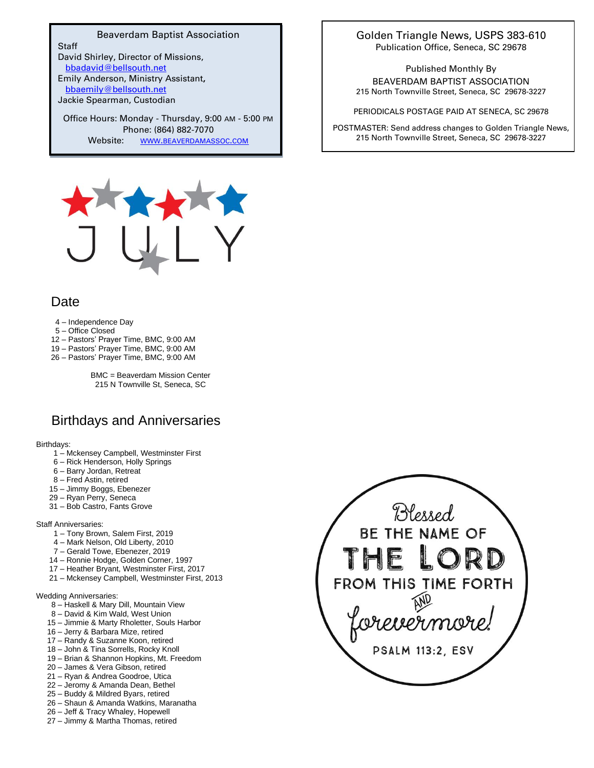Beaverdam Baptist Association

Staff

David Shirley, Director of Missions, bbadavid@bellsouth.net

Emily Anderson, Ministry Assistant, bbaemily@bellsouth.net

Jackie Spearman, Custodian

Office Hours: Monday - Thursday, 9:00 AM - 5:00 PM

Phone: (864) 882-7070

Website: WWW.BEAVERDAMASSOC.COM

Golden Triangle News, USPS 383-610

Publication Office, Seneca, SC 29678

Published Monthly By

BEAVERDAM BAPTIST ASSOCIATION

215 North Townville Street, Seneca, SC 29678-3227

PERIODICALS POSTAGE PAID AT SENECA, SC 29678

POSTMASTER: Send address changes to Golden Triangle News, 215 North Townville Street, Seneca, SC 29678-3227

# JULY

## Date

- 4 – Independence Day
- 5 – Office Closed
- 12 – Pastors' Prayer Time, BMC, 9:00 AM
- 19 – Pastors' Prayer Time, BMC, 9:00 AM
- 26 – Pastors' Prayer Time, BMC, 9:00 AM

BMC = Beaverdam Mission Center
215 N Townville St, Seneca, SC

## Birthdays and Anniversaries

Birthdays:

- 1 – Mckensey Campbell, Westminster First
- 6 – Rick Henderson, Holly Springs
- 6 – Barry Jordan, Retreat
- 8 – Fred Astin, retired
- 15 – Jimmy Boggs, Ebenezer
- 29 – Ryan Perry, Seneca
- 31 – Bob Castro, Fants Grove

Staff Anniversaries:

- 1 – Tony Brown, Salem First, 2019
- 4 – Mark Nelson, Old Liberty, 2010
- 7 – Gerald Towe, Ebenezer, 2019
- 14 – Ronnie Hodge, Golden Corner, 1997
- 17 – Heather Bryant, Westminster First, 2017
- 21 – Mckensey Campbell, Westminster First, 2013

Wedding Anniversaries:

- 8 – Haskell & Mary Dill, Mountain View
- 8 – David & Kim Wald, West Union
- 15 – Jimmie & Marty Rholetter, Souls Harbor
- 16 – Jerry & Barbara Mize, retired
- 17 – Randy & Suzanne Koon, retired
- 18 – John & Tina Sorrells, Rocky Knoll
- 19 – Brian & Shannon Hopkins, Mt. Freedom
- 20 – James & Vera Gibson, retired
- 21 – Ryan & Andrea Goodroe, Utica
- 22 – Jeromy & Amanda Dean, Bethel
- 25 – Buddy & Mildred Byars, retired
- 26 – Shaun & Amanda Watkins, Maranatha
- 26 – Jeff & Tracy Whaley, Hopewell
- 27 – Jimmy & Martha Thomas, retired

Blessed be the name of the Lord from this time forth and forevermore!

PSALM 113:2, ESV